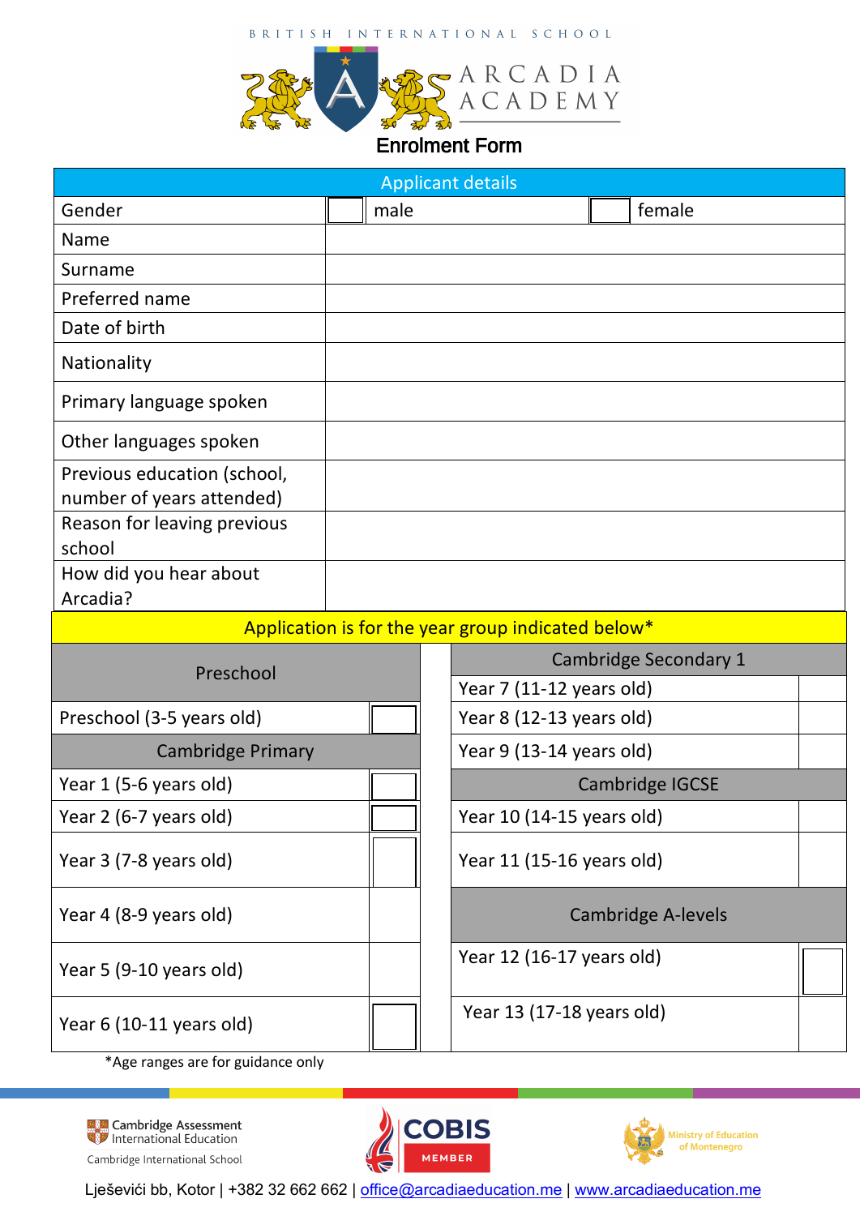BRITISH INTERNATIONAL SCHOOL

# ARCADIA ACADEMY

## Enrolment Form

| Applicant details | | | | |
|---|---|---|---|---|
| Gender | | male | | female |
| Name | | | | |
| Surname | | | | |
| Preferred name | | | | |
| Date of birth | | | | |
| Nationality | | | | |
| Primary language spoken | | | | |
| Other languages spoken | | | | |
| Previous education (school, number of years attended) | | | | |
| Reason for leaving previous school | | | | |
| How did you hear about Arcadia? | | | | |

**Application is for the year group indicated below***

| Preschool | | | Cambridge Secondary 1 | |
|---|---|---|---|---|
| Preschool (3-5 years old) | | | Year 7 (11-12 years old) | |
| Cambridge Primary | | | Year 8 (12-13 years old) | |
| Year 1 (5-6 years old) | | | Year 9 (13-14 years old) | |
| Year 2 (6-7 years old) | | | Cambridge IGCSE | |
| Year 3 (7-8 years old) | | | Year 10 (14-15 years old) | |
| Year 4 (8-9 years old) | | | Year 11 (15-16 years old) | |
| Year 5 (9-10 years old) | | | Cambridge A-levels | |
| Year 6 (10-11 years old) | | | Year 12 (16-17 years old) | |
| | | | Year 13 (17-18 years old) | |

*Age ranges are for guidance only

Cambridge Assessment International Education
Cambridge International School

COBIS MEMBER

Ministry of Education of Montenegro

Lješevići bb, Kotor | +382 32 662 662 | office@arcadiaeducation.me | www.arcadiaeducation.me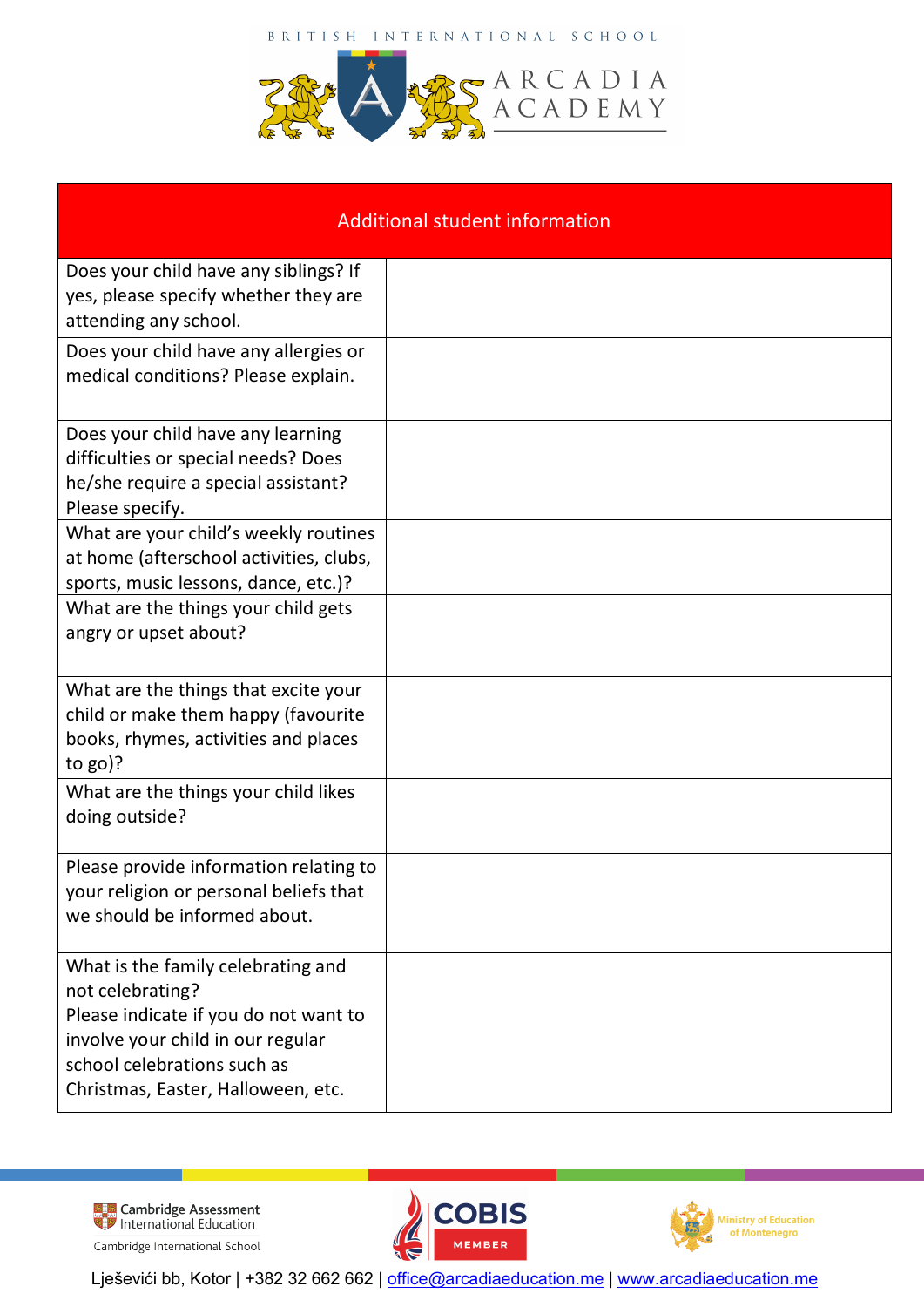| Additional student information | |
|---|---|
| Does your child have any siblings? If yes, please specify whether they are attending any school. | |
| Does your child have any allergies or medical conditions? Please explain. | |
| Does your child have any learning difficulties or special needs? Does he/she require a special assistant? Please specify. | |
| What are your child's weekly routines at home (afterschool activities, clubs, sports, music lessons, dance, etc.)? | |
| What are the things your child gets angry or upset about? | |
| What are the things that excite your child or make them happy (favourite books, rhymes, activities and places to go)? | |
| What are the things your child likes doing outside? | |
| Please provide information relating to your religion or personal beliefs that we should be informed about. | |
| What is the family celebrating and not celebrating? Please indicate if you do not want to involve your child in our regular school celebrations such as Christmas, Easter, Halloween, etc. | |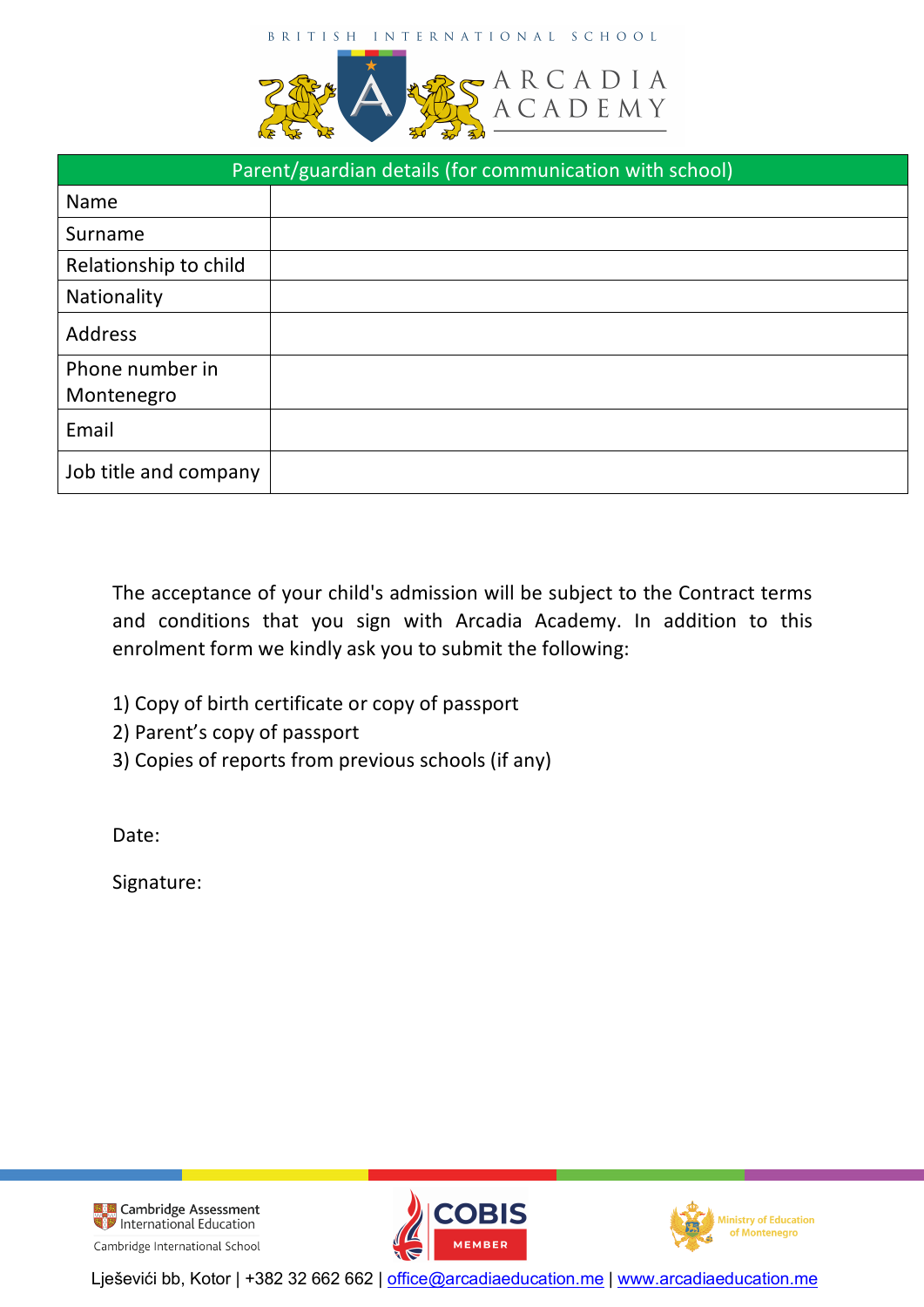| Parent/guardian details (for communication with school) | |
|---|---|
| Name | |
| Surname | |
| Relationship to child | |
| Nationality | |
| Address | |
| Phone number in Montenegro | |
| Email | |
| Job title and company | |

The acceptance of your child's admission will be subject to the Contract terms and conditions that you sign with Arcadia Academy. In addition to this enrolment form we kindly ask you to submit the following:

1) Copy of birth certificate or copy of passport
2) Parent's copy of passport
3) Copies of reports from previous schools (if any)

Date:

Signature: